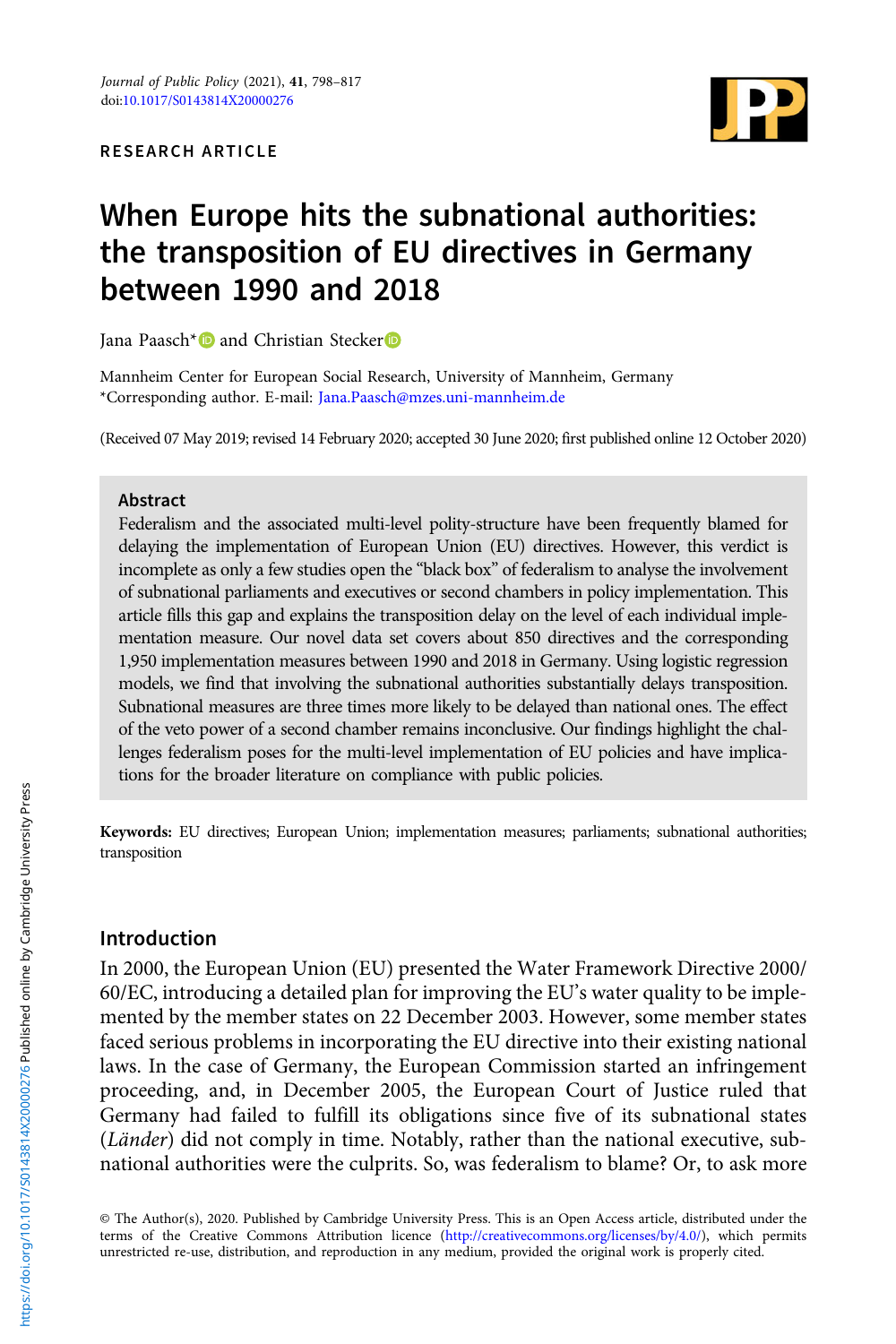RESEARCH ARTICLE

# When Europe hits the subnational authorities: the transposition of EU directives in Germany between 1990 and 2018

Jana Paasch* and Christian Stecker

Mannheim Center for European Social Research, University of Mannheim, Germany
*Corresponding author. E-mail: Jana.Paasch@mzes.uni-mannheim.de

(Received 07 May 2019; revised 14 February 2020; accepted 30 June 2020; first published online 12 October 2020)

## Abstract

Federalism and the associated multi-level polity-structure have been frequently blamed for delaying the implementation of European Union (EU) directives. However, this verdict is incomplete as only a few studies open the "black box" of federalism to analyse the involvement of subnational parliaments and executives or second chambers in policy implementation. This article fills this gap and explains the transposition delay on the level of each individual implementation measure. Our novel data set covers about 850 directives and the corresponding 1,950 implementation measures between 1990 and 2018 in Germany. Using logistic regression models, we find that involving the subnational authorities substantially delays transposition. Subnational measures are three times more likely to be delayed than national ones. The effect of the veto power of a second chamber remains inconclusive. Our findings highlight the challenges federalism poses for the multi-level implementation of EU policies and have implications for the broader literature on compliance with public policies.

**Keywords:** EU directives; European Union; implementation measures; parliaments; subnational authorities; transposition

## Introduction

In 2000, the European Union (EU) presented the Water Framework Directive 2000/60/EC, introducing a detailed plan for improving the EU's water quality to be implemented by the member states on 22 December 2003. However, some member states faced serious problems in incorporating the EU directive into their existing national laws. In the case of Germany, the European Commission started an infringement proceeding, and, in December 2005, the European Court of Justice ruled that Germany had failed to fulfill its obligations since five of its subnational states (*Länder*) did not comply in time. Notably, rather than the national executive, subnational authorities were the culprits. So, was federalism to blame? Or, to ask more

© The Author(s), 2020. Published by Cambridge University Press. This is an Open Access article, distributed under the terms of the Creative Commons Attribution licence (http://creativecommons.org/licenses/by/4.0/), which permits unrestricted re-use, distribution, and reproduction in any medium, provided the original work is properly cited.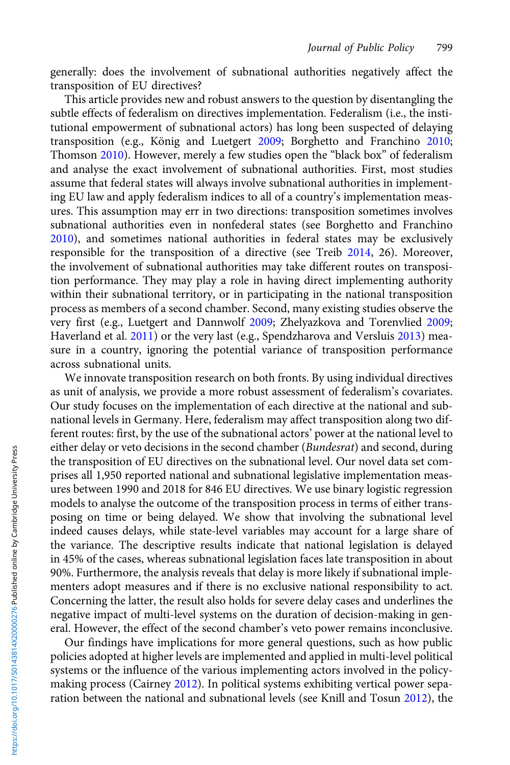generally: does the involvement of subnational authorities negatively affect the transposition of EU directives?

This article provides new and robust answers to the question by disentangling the subtle effects of federalism on directives implementation. Federalism (i.e., the institutional empowerment of subnational actors) has long been suspected of delaying transposition (e.g., König and Luetgert 2009; Borghetto and Franchino 2010; Thomson 2010). However, merely a few studies open the "black box" of federalism and analyse the exact involvement of subnational authorities. First, most studies assume that federal states will always involve subnational authorities in implementing EU law and apply federalism indices to all of a country's implementation measures. This assumption may err in two directions: transposition sometimes involves subnational authorities even in nonfederal states (see Borghetto and Franchino 2010), and sometimes national authorities in federal states may be exclusively responsible for the transposition of a directive (see Treib 2014, 26). Moreover, the involvement of subnational authorities may take different routes on transposition performance. They may play a role in having direct implementing authority within their subnational territory, or in participating in the national transposition process as members of a second chamber. Second, many existing studies observe the very first (e.g., Luetgert and Dannwolf 2009; Zhelyazkova and Torenvlied 2009; Haverland et al. 2011) or the very last (e.g., Spendzharova and Versluis 2013) measure in a country, ignoring the potential variance of transposition performance across subnational units.

We innovate transposition research on both fronts. By using individual directives as unit of analysis, we provide a more robust assessment of federalism's covariates. Our study focuses on the implementation of each directive at the national and subnational levels in Germany. Here, federalism may affect transposition along two different routes: first, by the use of the subnational actors' power at the national level to either delay or veto decisions in the second chamber (*Bundesrat*) and second, during the transposition of EU directives on the subnational level. Our novel data set comprises all 1,950 reported national and subnational legislative implementation measures between 1990 and 2018 for 846 EU directives. We use binary logistic regression models to analyse the outcome of the transposition process in terms of either transposing on time or being delayed. We show that involving the subnational level indeed causes delays, while state-level variables may account for a large share of the variance. The descriptive results indicate that national legislation is delayed in 45% of the cases, whereas subnational legislation faces late transposition in about 90%. Furthermore, the analysis reveals that delay is more likely if subnational implementers adopt measures and if there is no exclusive national responsibility to act. Concerning the latter, the result also holds for severe delay cases and underlines the negative impact of multi-level systems on the duration of decision-making in general. However, the effect of the second chamber's veto power remains inconclusive.

Our findings have implications for more general questions, such as how public policies adopted at higher levels are implemented and applied in multi-level political systems or the influence of the various implementing actors involved in the policy-making process (Cairney 2012). In political systems exhibiting vertical power separation between the national and subnational levels (see Knill and Tosun 2012), the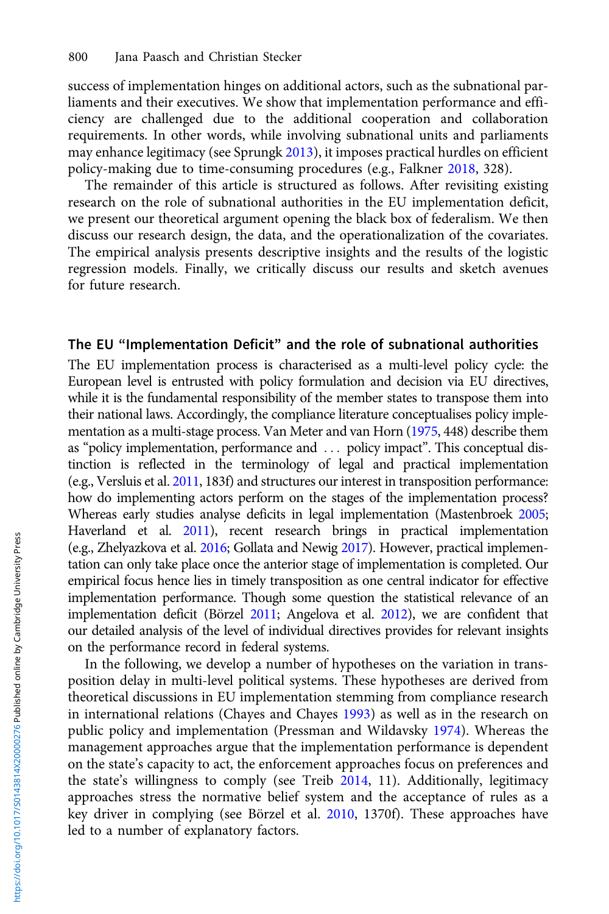success of implementation hinges on additional actors, such as the subnational parliaments and their executives. We show that implementation performance and efficiency are challenged due to the additional cooperation and collaboration requirements. In other words, while involving subnational units and parliaments may enhance legitimacy (see Sprungk 2013), it imposes practical hurdles on efficient policy-making due to time-consuming procedures (e.g., Falkner 2018, 328).

The remainder of this article is structured as follows. After revisiting existing research on the role of subnational authorities in the EU implementation deficit, we present our theoretical argument opening the black box of federalism. We then discuss our research design, the data, and the operationalization of the covariates. The empirical analysis presents descriptive insights and the results of the logistic regression models. Finally, we critically discuss our results and sketch avenues for future research.

## The EU "Implementation Deficit" and the role of subnational authorities

The EU implementation process is characterised as a multi-level policy cycle: the European level is entrusted with policy formulation and decision via EU directives, while it is the fundamental responsibility of the member states to transpose them into their national laws. Accordingly, the compliance literature conceptualises policy implementation as a multi-stage process. Van Meter and van Horn (1975, 448) describe them as "policy implementation, performance and … policy impact". This conceptual distinction is reflected in the terminology of legal and practical implementation (e.g., Versluis et al. 2011, 183f) and structures our interest in transposition performance: how do implementing actors perform on the stages of the implementation process? Whereas early studies analyse deficits in legal implementation (Mastenbroek 2005; Haverland et al. 2011), recent research brings in practical implementation (e.g., Zhelyazkova et al. 2016; Gollata and Newig 2017). However, practical implementation can only take place once the anterior stage of implementation is completed. Our empirical focus hence lies in timely transposition as one central indicator for effective implementation performance. Though some question the statistical relevance of an implementation deficit (Börzel 2011; Angelova et al. 2012), we are confident that our detailed analysis of the level of individual directives provides for relevant insights on the performance record in federal systems.

In the following, we develop a number of hypotheses on the variation in transposition delay in multi-level political systems. These hypotheses are derived from theoretical discussions in EU implementation stemming from compliance research in international relations (Chayes and Chayes 1993) as well as in the research on public policy and implementation (Pressman and Wildavsky 1974). Whereas the management approaches argue that the implementation performance is dependent on the state's capacity to act, the enforcement approaches focus on preferences and the state's willingness to comply (see Treib 2014, 11). Additionally, legitimacy approaches stress the normative belief system and the acceptance of rules as a key driver in complying (see Börzel et al. 2010, 1370f). These approaches have led to a number of explanatory factors.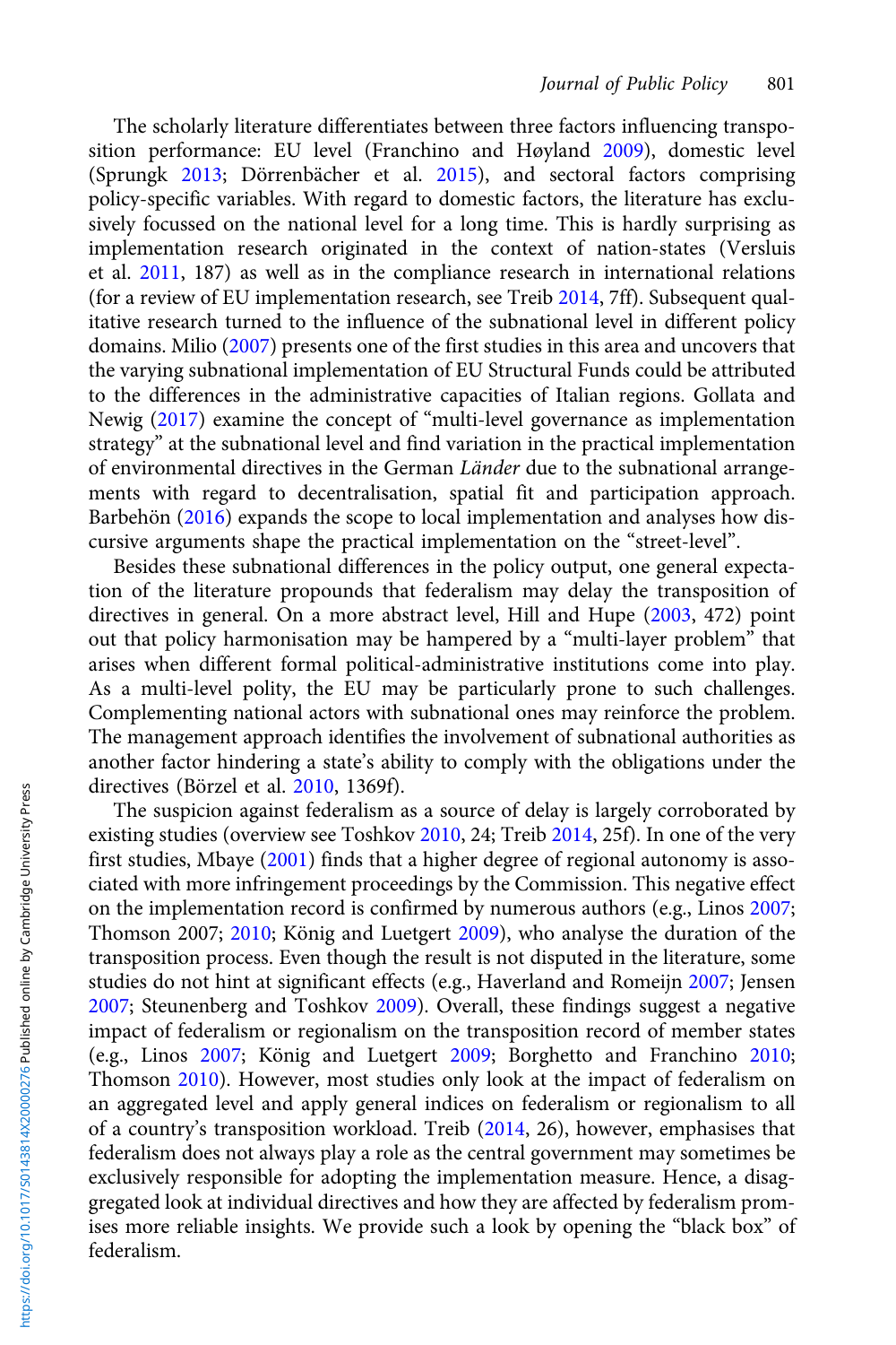The scholarly literature differentiates between three factors influencing transposition performance: EU level (Franchino and Høyland 2009), domestic level (Sprungk 2013; Dörrenbächer et al. 2015), and sectoral factors comprising policy-specific variables. With regard to domestic factors, the literature has exclusively focussed on the national level for a long time. This is hardly surprising as implementation research originated in the context of nation-states (Versluis et al. 2011, 187) as well as in the compliance research in international relations (for a review of EU implementation research, see Treib 2014, 7ff). Subsequent qualitative research turned to the influence of the subnational level in different policy domains. Milio (2007) presents one of the first studies in this area and uncovers that the varying subnational implementation of EU Structural Funds could be attributed to the differences in the administrative capacities of Italian regions. Gollata and Newig (2017) examine the concept of "multi-level governance as implementation strategy" at the subnational level and find variation in the practical implementation of environmental directives in the German *Länder* due to the subnational arrangements with regard to decentralisation, spatial fit and participation approach. Barbehön (2016) expands the scope to local implementation and analyses how discursive arguments shape the practical implementation on the "street-level".

Besides these subnational differences in the policy output, one general expectation of the literature propounds that federalism may delay the transposition of directives in general. On a more abstract level, Hill and Hupe (2003, 472) point out that policy harmonisation may be hampered by a "multi-layer problem" that arises when different formal political-administrative institutions come into play. As a multi-level polity, the EU may be particularly prone to such challenges. Complementing national actors with subnational ones may reinforce the problem. The management approach identifies the involvement of subnational authorities as another factor hindering a state's ability to comply with the obligations under the directives (Börzel et al. 2010, 1369f).

The suspicion against federalism as a source of delay is largely corroborated by existing studies (overview see Toshkov 2010, 24; Treib 2014, 25f). In one of the very first studies, Mbaye (2001) finds that a higher degree of regional autonomy is associated with more infringement proceedings by the Commission. This negative effect on the implementation record is confirmed by numerous authors (e.g., Linos 2007; Thomson 2007; 2010; König and Luetgert 2009), who analyse the duration of the transposition process. Even though the result is not disputed in the literature, some studies do not hint at significant effects (e.g., Haverland and Romeijn 2007; Jensen 2007; Steunenberg and Toshkov 2009). Overall, these findings suggest a negative impact of federalism or regionalism on the transposition record of member states (e.g., Linos 2007; König and Luetgert 2009; Borghetto and Franchino 2010; Thomson 2010). However, most studies only look at the impact of federalism on an aggregated level and apply general indices on federalism or regionalism to all of a country's transposition workload. Treib (2014, 26), however, emphasises that federalism does not always play a role as the central government may sometimes be exclusively responsible for adopting the implementation measure. Hence, a disaggregated look at individual directives and how they are affected by federalism promises more reliable insights. We provide such a look by opening the "black box" of federalism.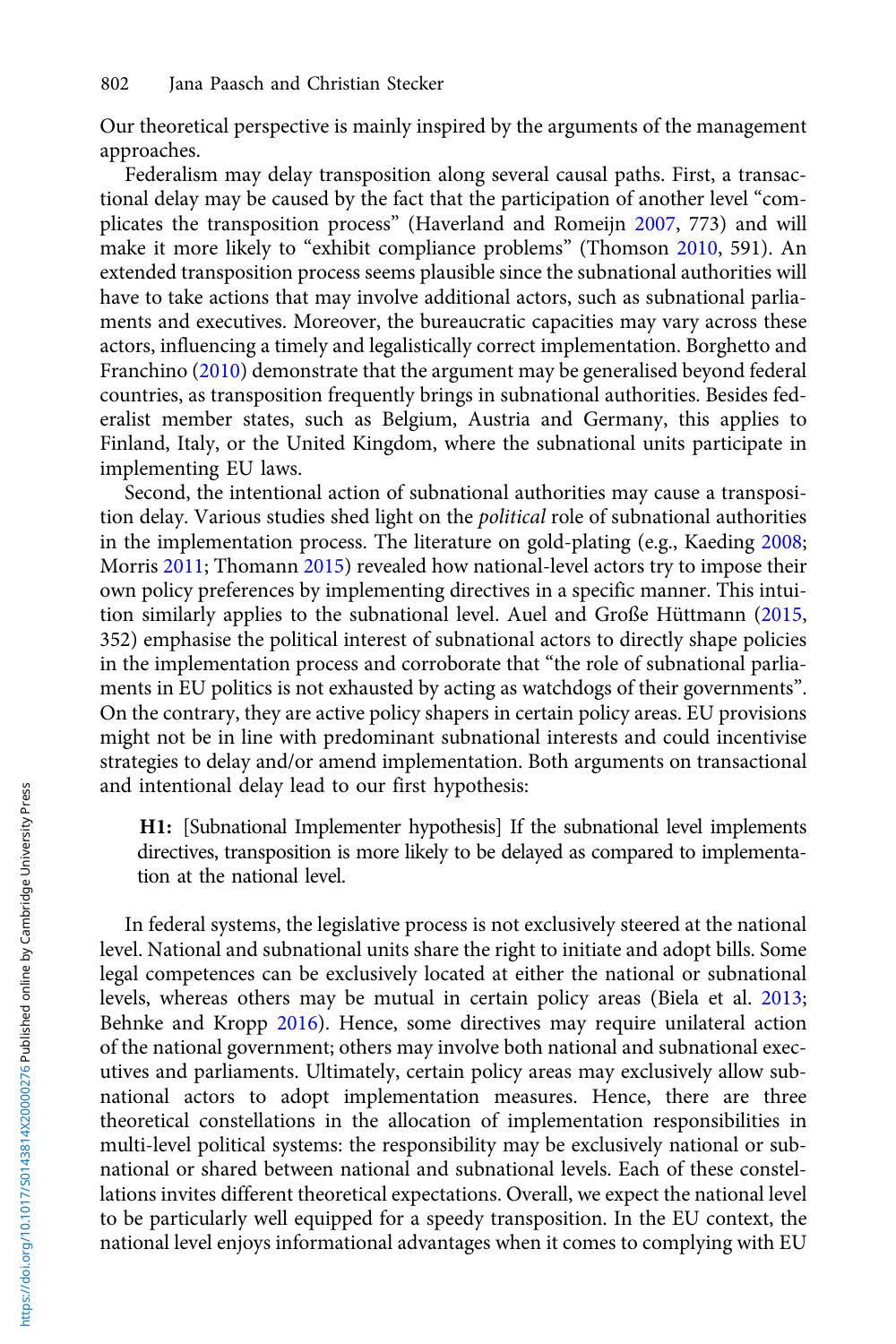Our theoretical perspective is mainly inspired by the arguments of the management approaches.

Federalism may delay transposition along several causal paths. First, a transactional delay may be caused by the fact that the participation of another level "complicates the transposition process" (Haverland and Romeijn 2007, 773) and will make it more likely to "exhibit compliance problems" (Thomson 2010, 591). An extended transposition process seems plausible since the subnational authorities will have to take actions that may involve additional actors, such as subnational parliaments and executives. Moreover, the bureaucratic capacities may vary across these actors, influencing a timely and legalistically correct implementation. Borghetto and Franchino (2010) demonstrate that the argument may be generalised beyond federal countries, as transposition frequently brings in subnational authorities. Besides federalist member states, such as Belgium, Austria and Germany, this applies to Finland, Italy, or the United Kingdom, where the subnational units participate in implementing EU laws.

Second, the intentional action of subnational authorities may cause a transposition delay. Various studies shed light on the *political* role of subnational authorities in the implementation process. The literature on gold-plating (e.g., Kaeding 2008; Morris 2011; Thomann 2015) revealed how national-level actors try to impose their own policy preferences by implementing directives in a specific manner. This intuition similarly applies to the subnational level. Auel and Große Hüttmann (2015, 352) emphasise the political interest of subnational actors to directly shape policies in the implementation process and corroborate that "the role of subnational parliaments in EU politics is not exhausted by acting as watchdogs of their governments". On the contrary, they are active policy shapers in certain policy areas. EU provisions might not be in line with predominant subnational interests and could incentivise strategies to delay and/or amend implementation. Both arguments on transactional and intentional delay lead to our first hypothesis:

> **H1:** [Subnational Implementer hypothesis] If the subnational level implements directives, transposition is more likely to be delayed as compared to implementation at the national level.

In federal systems, the legislative process is not exclusively steered at the national level. National and subnational units share the right to initiate and adopt bills. Some legal competences can be exclusively located at either the national or subnational levels, whereas others may be mutual in certain policy areas (Biela et al. 2013; Behnke and Kropp 2016). Hence, some directives may require unilateral action of the national government; others may involve both national and subnational executives and parliaments. Ultimately, certain policy areas may exclusively allow subnational actors to adopt implementation measures. Hence, there are three theoretical constellations in the allocation of implementation responsibilities in multi-level political systems: the responsibility may be exclusively national or subnational or shared between national and subnational levels. Each of these constellations invites different theoretical expectations. Overall, we expect the national level to be particularly well equipped for a speedy transposition. In the EU context, the national level enjoys informational advantages when it comes to complying with EU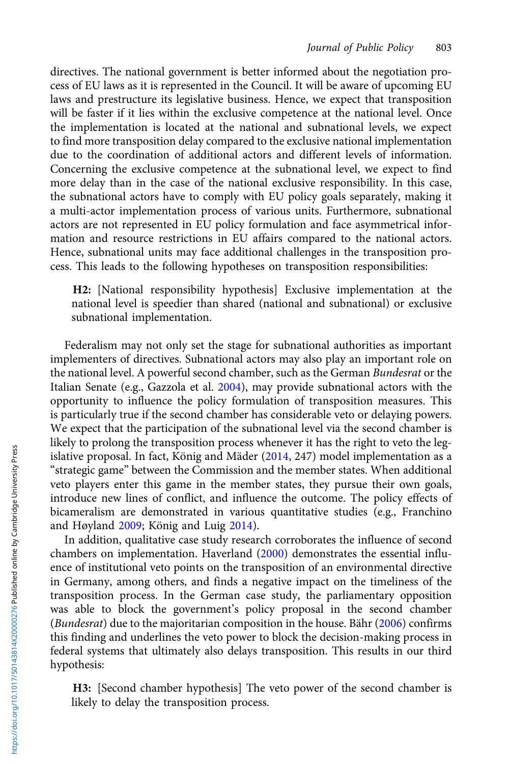directives. The national government is better informed about the negotiation process of EU laws as it is represented in the Council. It will be aware of upcoming EU laws and prestructure its legislative business. Hence, we expect that transposition will be faster if it lies within the exclusive competence at the national level. Once the implementation is located at the national and subnational levels, we expect to find more transposition delay compared to the exclusive national implementation due to the coordination of additional actors and different levels of information. Concerning the exclusive competence at the subnational level, we expect to find more delay than in the case of the national exclusive responsibility. In this case, the subnational actors have to comply with EU policy goals separately, making it a multi-actor implementation process of various units. Furthermore, subnational actors are not represented in EU policy formulation and face asymmetrical information and resource restrictions in EU affairs compared to the national actors. Hence, subnational units may face additional challenges in the transposition process. This leads to the following hypotheses on transposition responsibilities:

> **H2:** [National responsibility hypothesis] Exclusive implementation at the national level is speedier than shared (national and subnational) or exclusive subnational implementation.

Federalism may not only set the stage for subnational authorities as important implementers of directives. Subnational actors may also play an important role on the national level. A powerful second chamber, such as the German *Bundesrat* or the Italian Senate (e.g., Gazzola et al. 2004), may provide subnational actors with the opportunity to influence the policy formulation of transposition measures. This is particularly true if the second chamber has considerable veto or delaying powers. We expect that the participation of the subnational level via the second chamber is likely to prolong the transposition process whenever it has the right to veto the legislative proposal. In fact, König and Mäder (2014, 247) model implementation as a "strategic game" between the Commission and the member states. When additional veto players enter this game in the member states, they pursue their own goals, introduce new lines of conflict, and influence the outcome. The policy effects of bicameralism are demonstrated in various quantitative studies (e.g., Franchino and Høyland 2009; König and Luig 2014).

In addition, qualitative case study research corroborates the influence of second chambers on implementation. Haverland (2000) demonstrates the essential influence of institutional veto points on the transposition of an environmental directive in Germany, among others, and finds a negative impact on the timeliness of the transposition process. In the German case study, the parliamentary opposition was able to block the government's policy proposal in the second chamber (*Bundesrat*) due to the majoritarian composition in the house. Bähr (2006) confirms this finding and underlines the veto power to block the decision-making process in federal systems that ultimately also delays transposition. This results in our third hypothesis:

> **H3:** [Second chamber hypothesis] The veto power of the second chamber is likely to delay the transposition process.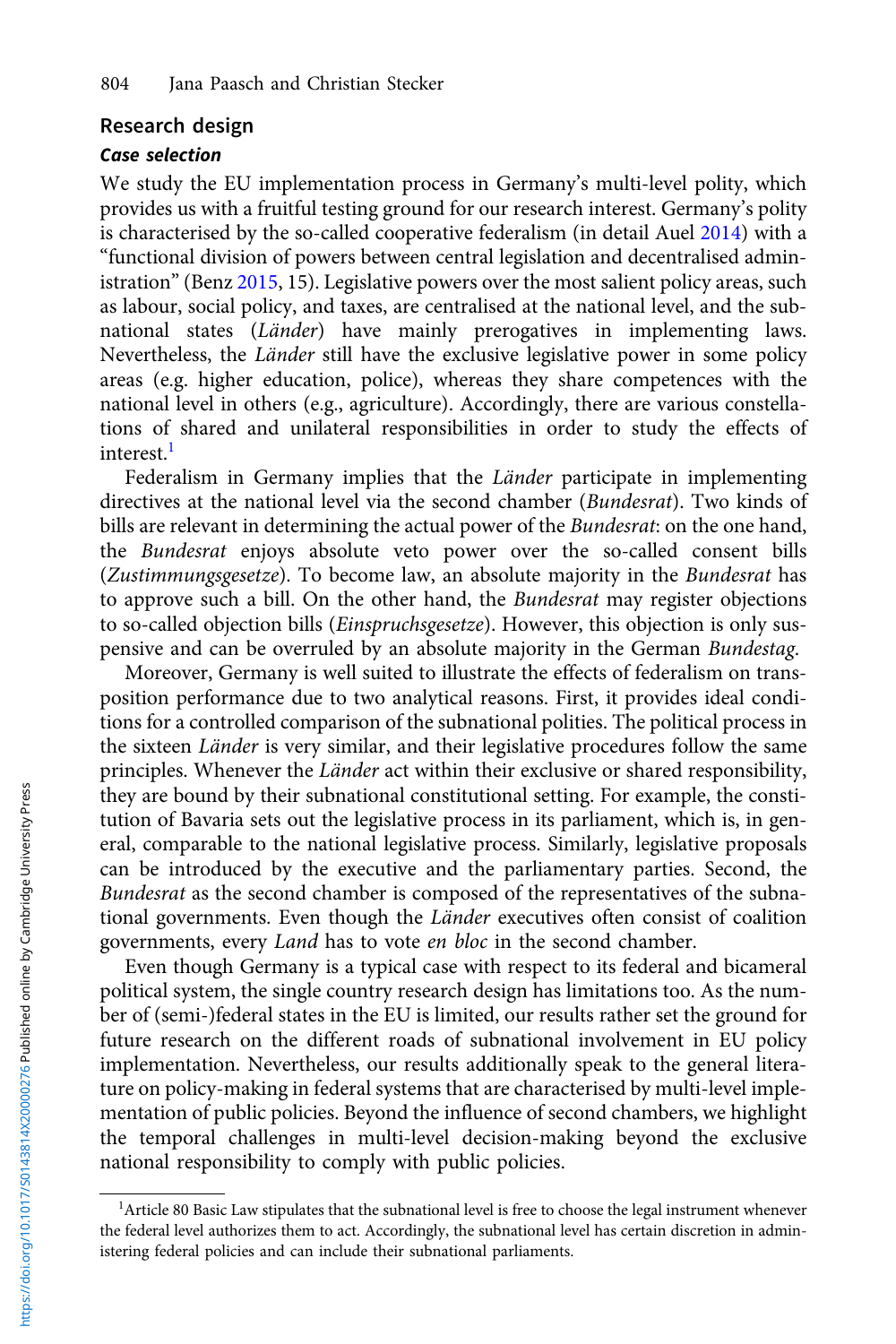## Research design

### *Case selection*

We study the EU implementation process in Germany's multi-level polity, which provides us with a fruitful testing ground for our research interest. Germany's polity is characterised by the so-called cooperative federalism (in detail Auel 2014) with a "functional division of powers between central legislation and decentralised administration" (Benz 2015, 15). Legislative powers over the most salient policy areas, such as labour, social policy, and taxes, are centralised at the national level, and the subnational states (*Länder*) have mainly prerogatives in implementing laws. Nevertheless, the *Länder* still have the exclusive legislative power in some policy areas (e.g. higher education, police), whereas they share competences with the national level in others (e.g., agriculture). Accordingly, there are various constellations of shared and unilateral responsibilities in order to study the effects of interest.[1]

Federalism in Germany implies that the *Länder* participate in implementing directives at the national level via the second chamber (*Bundesrat*). Two kinds of bills are relevant in determining the actual power of the *Bundesrat*: on the one hand, the *Bundesrat* enjoys absolute veto power over the so-called consent bills (*Zustimmungsgesetze*). To become law, an absolute majority in the *Bundesrat* has to approve such a bill. On the other hand, the *Bundesrat* may register objections to so-called objection bills (*Einspruchsgesetze*). However, this objection is only suspensive and can be overruled by an absolute majority in the German *Bundestag*.

Moreover, Germany is well suited to illustrate the effects of federalism on transposition performance due to two analytical reasons. First, it provides ideal conditions for a controlled comparison of the subnational polities. The political process in the sixteen *Länder* is very similar, and their legislative procedures follow the same principles. Whenever the *Länder* act within their exclusive or shared responsibility, they are bound by their subnational constitutional setting. For example, the constitution of Bavaria sets out the legislative process in its parliament, which is, in general, comparable to the national legislative process. Similarly, legislative proposals can be introduced by the executive and the parliamentary parties. Second, the *Bundesrat* as the second chamber is composed of the representatives of the subnational governments. Even though the *Länder* executives often consist of coalition governments, every *Land* has to vote *en bloc* in the second chamber.

Even though Germany is a typical case with respect to its federal and bicameral political system, the single country research design has limitations too. As the number of (semi-)federal states in the EU is limited, our results rather set the ground for future research on the different roads of subnational involvement in EU policy implementation. Nevertheless, our results additionally speak to the general literature on policy-making in federal systems that are characterised by multi-level implementation of public policies. Beyond the influence of second chambers, we highlight the temporal challenges in multi-level decision-making beyond the exclusive national responsibility to comply with public policies.

[1]Article 80 Basic Law stipulates that the subnational level is free to choose the legal instrument whenever the federal level authorizes them to act. Accordingly, the subnational level has certain discretion in administering federal policies and can include their subnational parliaments.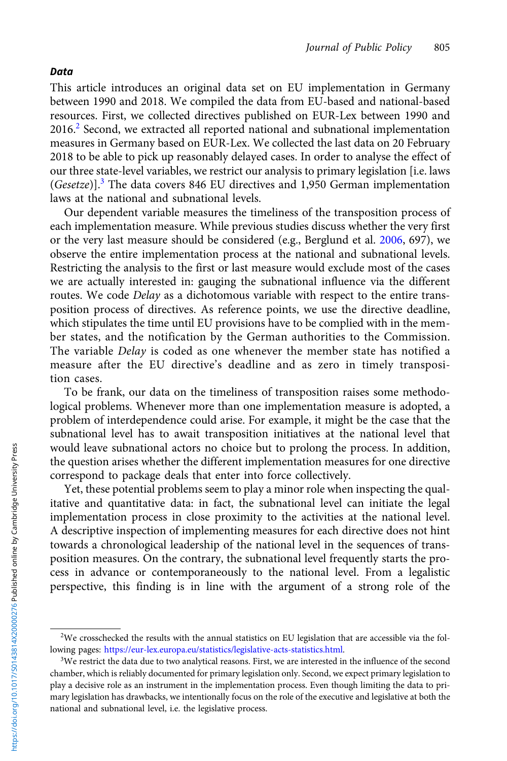#### Data

This article introduces an original data set on EU implementation in Germany between 1990 and 2018. We compiled the data from EU-based and national-based resources. First, we collected directives published on EUR-Lex between 1990 and 2016.[2] Second, we extracted all reported national and subnational implementation measures in Germany based on EUR-Lex. We collected the last data on 20 February 2018 to be able to pick up reasonably delayed cases. In order to analyse the effect of our three state-level variables, we restrict our analysis to primary legislation [i.e. laws (*Gesetze*)].[3] The data covers 846 EU directives and 1,950 German implementation laws at the national and subnational levels.

Our dependent variable measures the timeliness of the transposition process of each implementation measure. While previous studies discuss whether the very first or the very last measure should be considered (e.g., Berglund et al. 2006, 697), we observe the entire implementation process at the national and subnational levels. Restricting the analysis to the first or last measure would exclude most of the cases we are actually interested in: gauging the subnational influence via the different routes. We code *Delay* as a dichotomous variable with respect to the entire transposition process of directives. As reference points, we use the directive deadline, which stipulates the time until EU provisions have to be complied with in the member states, and the notification by the German authorities to the Commission. The variable *Delay* is coded as one whenever the member state has notified a measure after the EU directive's deadline and as zero in timely transposition cases.

To be frank, our data on the timeliness of transposition raises some methodological problems. Whenever more than one implementation measure is adopted, a problem of interdependence could arise. For example, it might be the case that the subnational level has to await transposition initiatives at the national level that would leave subnational actors no choice but to prolong the process. In addition, the question arises whether the different implementation measures for one directive correspond to package deals that enter into force collectively.

Yet, these potential problems seem to play a minor role when inspecting the qualitative and quantitative data: in fact, the subnational level can initiate the legal implementation process in close proximity to the activities at the national level. A descriptive inspection of implementing measures for each directive does not hint towards a chronological leadership of the national level in the sequences of transposition measures. On the contrary, the subnational level frequently starts the process in advance or contemporaneously to the national level. From a legalistic perspective, this finding is in line with the argument of a strong role of the

[2] We crosschecked the results with the annual statistics on EU legislation that are accessible via the following pages: https://eur-lex.europa.eu/statistics/legislative-acts-statistics.html.

[3] We restrict the data due to two analytical reasons. First, we are interested in the influence of the second chamber, which is reliably documented for primary legislation only. Second, we expect primary legislation to play a decisive role as an instrument in the implementation process. Even though limiting the data to primary legislation has drawbacks, we intentionally focus on the role of the executive and legislative at both the national and subnational level, i.e. the legislative process.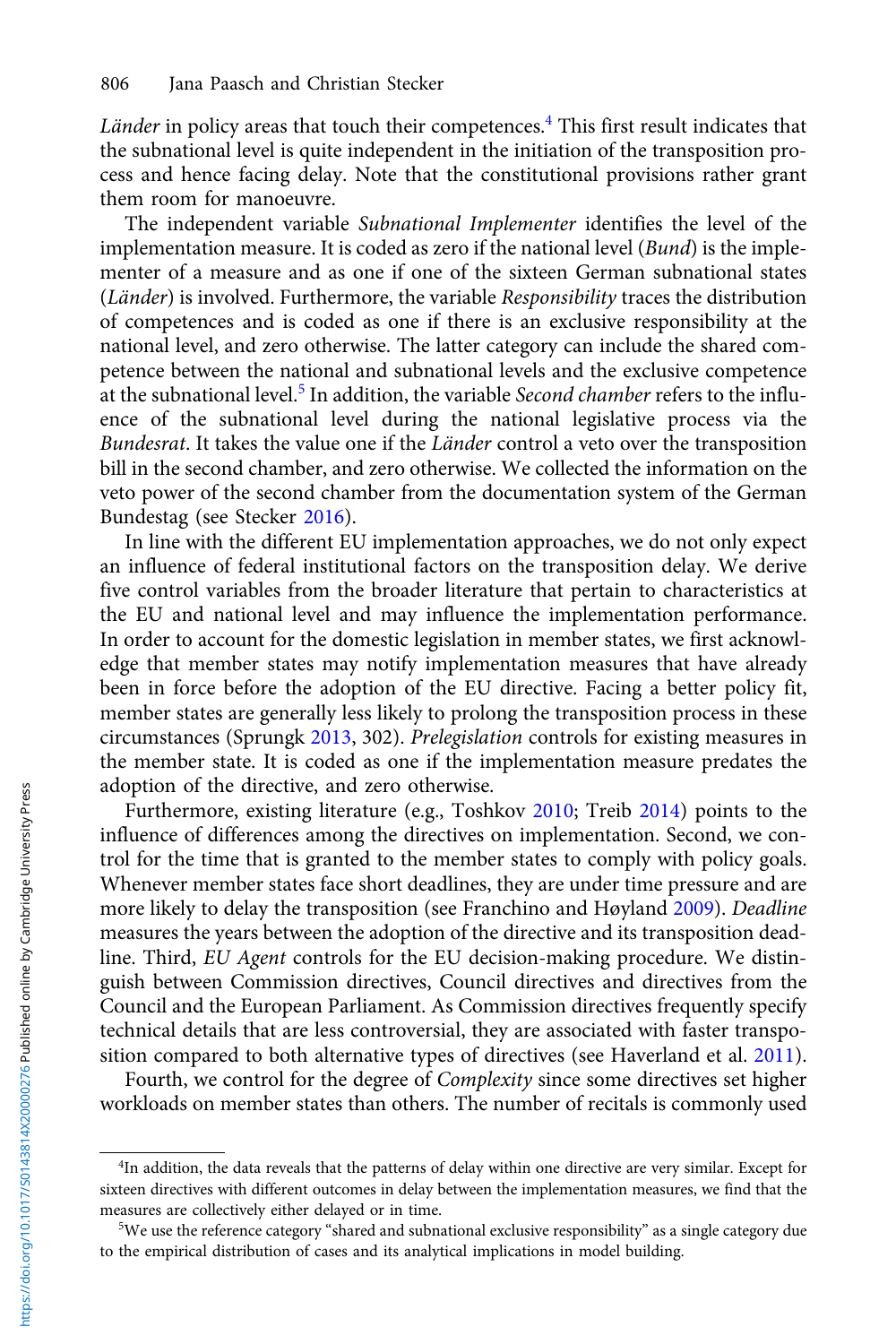*Länder* in policy areas that touch their competences.[4] This first result indicates that the subnational level is quite independent in the initiation of the transposition process and hence facing delay. Note that the constitutional provisions rather grant them room for manoeuvre.

The independent variable *Subnational Implementer* identifies the level of the implementation measure. It is coded as zero if the national level (*Bund*) is the implementer of a measure and as one if one of the sixteen German subnational states (*Länder*) is involved. Furthermore, the variable *Responsibility* traces the distribution of competences and is coded as one if there is an exclusive responsibility at the national level, and zero otherwise. The latter category can include the shared competence between the national and subnational levels and the exclusive competence at the subnational level.[5] In addition, the variable *Second chamber* refers to the influence of the subnational level during the national legislative process via the *Bundesrat*. It takes the value one if the *Länder* control a veto over the transposition bill in the second chamber, and zero otherwise. We collected the information on the veto power of the second chamber from the documentation system of the German Bundestag (see Stecker 2016).

In line with the different EU implementation approaches, we do not only expect an influence of federal institutional factors on the transposition delay. We derive five control variables from the broader literature that pertain to characteristics at the EU and national level and may influence the implementation performance. In order to account for the domestic legislation in member states, we first acknowledge that member states may notify implementation measures that have already been in force before the adoption of the EU directive. Facing a better policy fit, member states are generally less likely to prolong the transposition process in these circumstances (Sprungk 2013, 302). *Prelegislation* controls for existing measures in the member state. It is coded as one if the implementation measure predates the adoption of the directive, and zero otherwise.

Furthermore, existing literature (e.g., Toshkov 2010; Treib 2014) points to the influence of differences among the directives on implementation. Second, we control for the time that is granted to the member states to comply with policy goals. Whenever member states face short deadlines, they are under time pressure and are more likely to delay the transposition (see Franchino and Høyland 2009). *Deadline* measures the years between the adoption of the directive and its transposition deadline. Third, *EU Agent* controls for the EU decision-making procedure. We distinguish between Commission directives, Council directives and directives from the Council and the European Parliament. As Commission directives frequently specify technical details that are less controversial, they are associated with faster transposition compared to both alternative types of directives (see Haverland et al. 2011).

Fourth, we control for the degree of *Complexity* since some directives set higher workloads on member states than others. The number of recitals is commonly used

---

[4] In addition, the data reveals that the patterns of delay within one directive are very similar. Except for sixteen directives with different outcomes in delay between the implementation measures, we find that the measures are collectively either delayed or in time.

[5] We use the reference category "shared and subnational exclusive responsibility" as a single category due to the empirical distribution of cases and its analytical implications in model building.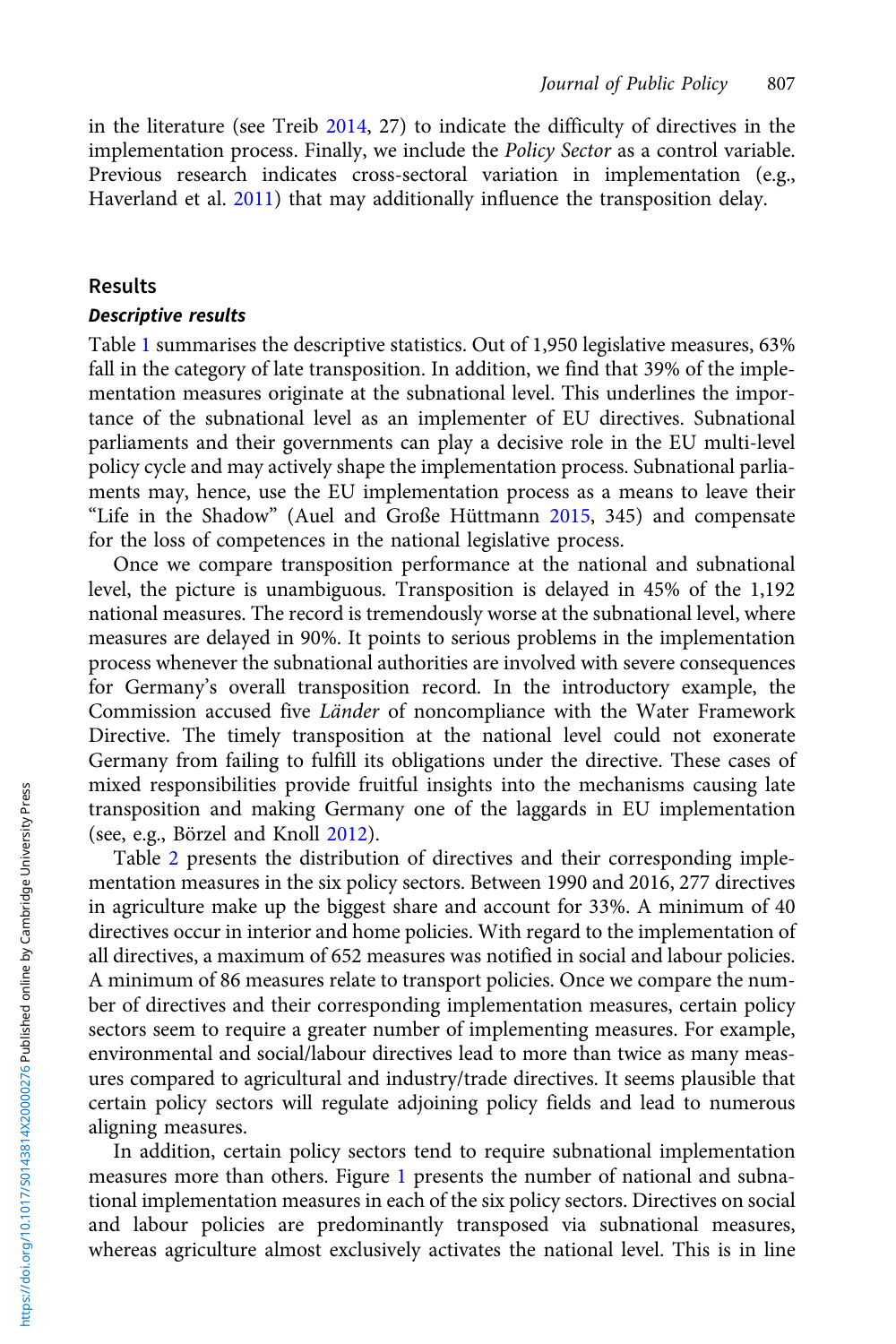in the literature (see Treib 2014, 27) to indicate the difficulty of directives in the implementation process. Finally, we include the *Policy Sector* as a control variable. Previous research indicates cross-sectoral variation in implementation (e.g., Haverland et al. 2011) that may additionally influence the transposition delay.

## Results

### *Descriptive results*

Table 1 summarises the descriptive statistics. Out of 1,950 legislative measures, 63% fall in the category of late transposition. In addition, we find that 39% of the implementation measures originate at the subnational level. This underlines the importance of the subnational level as an implementer of EU directives. Subnational parliaments and their governments can play a decisive role in the EU multi-level policy cycle and may actively shape the implementation process. Subnational parliaments may, hence, use the EU implementation process as a means to leave their "Life in the Shadow" (Auel and Große Hüttmann 2015, 345) and compensate for the loss of competences in the national legislative process.

Once we compare transposition performance at the national and subnational level, the picture is unambiguous. Transposition is delayed in 45% of the 1,192 national measures. The record is tremendously worse at the subnational level, where measures are delayed in 90%. It points to serious problems in the implementation process whenever the subnational authorities are involved with severe consequences for Germany's overall transposition record. In the introductory example, the Commission accused five *Länder* of noncompliance with the Water Framework Directive. The timely transposition at the national level could not exonerate Germany from failing to fulfill its obligations under the directive. These cases of mixed responsibilities provide fruitful insights into the mechanisms causing late transposition and making Germany one of the laggards in EU implementation (see, e.g., Börzel and Knoll 2012).

Table 2 presents the distribution of directives and their corresponding implementation measures in the six policy sectors. Between 1990 and 2016, 277 directives in agriculture make up the biggest share and account for 33%. A minimum of 40 directives occur in interior and home policies. With regard to the implementation of all directives, a maximum of 652 measures was notified in social and labour policies. A minimum of 86 measures relate to transport policies. Once we compare the number of directives and their corresponding implementation measures, certain policy sectors seem to require a greater number of implementing measures. For example, environmental and social/labour directives lead to more than twice as many measures compared to agricultural and industry/trade directives. It seems plausible that certain policy sectors will regulate adjoining policy fields and lead to numerous aligning measures.

In addition, certain policy sectors tend to require subnational implementation measures more than others. Figure 1 presents the number of national and subnational implementation measures in each of the six policy sectors. Directives on social and labour policies are predominantly transposed via subnational measures, whereas agriculture almost exclusively activates the national level. This is in line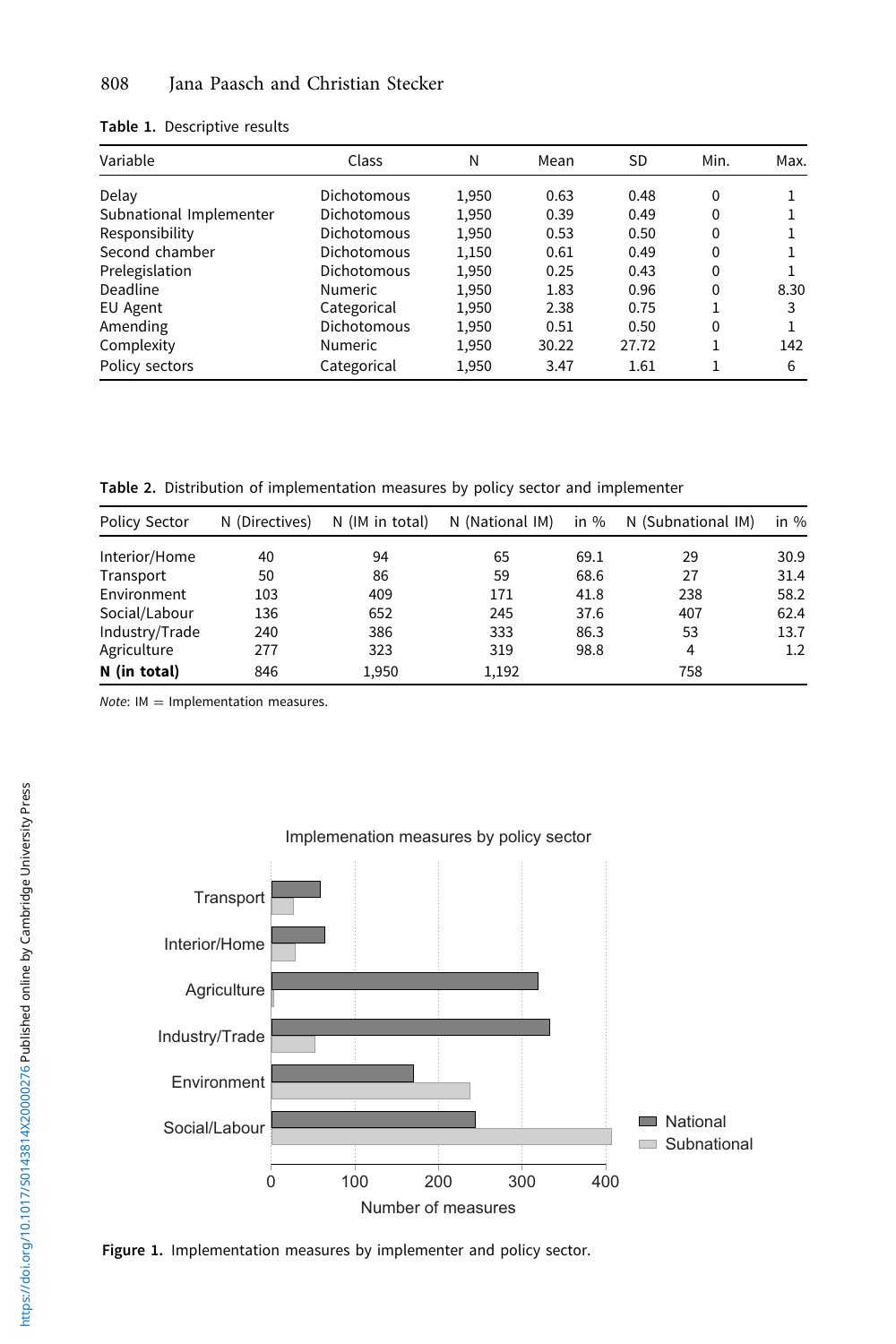**Table 1.** Descriptive results

| Variable | Class | N | Mean | SD | Min. | Max. |
|---|---|---|---|---|---|---|
| Delay | Dichotomous | 1,950 | 0.63 | 0.48 | 0 | 1 |
| Subnational Implementer | Dichotomous | 1,950 | 0.39 | 0.49 | 0 | 1 |
| Responsibility | Dichotomous | 1,950 | 0.53 | 0.50 | 0 | 1 |
| Second chamber | Dichotomous | 1,150 | 0.61 | 0.49 | 0 | 1 |
| Prelegislation | Dichotomous | 1,950 | 0.25 | 0.43 | 0 | 1 |
| Deadline | Numeric | 1,950 | 1.83 | 0.96 | 0 | 8.30 |
| EU Agent | Categorical | 1,950 | 2.38 | 0.75 | 1 | 3 |
| Amending | Dichotomous | 1,950 | 0.51 | 0.50 | 0 | 1 |
| Complexity | Numeric | 1,950 | 30.22 | 27.72 | 1 | 142 |
| Policy sectors | Categorical | 1,950 | 3.47 | 1.61 | 1 | 6 |

**Table 2.** Distribution of implementation measures by policy sector and implementer

| Policy Sector | N (Directives) | N (IM in total) | N (National IM) | in % | N (Subnational IM) | in % |
|---|---|---|---|---|---|---|
| Interior/Home | 40 | 94 | 65 | 69.1 | 29 | 30.9 |
| Transport | 50 | 86 | 59 | 68.6 | 27 | 31.4 |
| Environment | 103 | 409 | 171 | 41.8 | 238 | 58.2 |
| Social/Labour | 136 | 652 | 245 | 37.6 | 407 | 62.4 |
| Industry/Trade | 240 | 386 | 333 | 86.3 | 53 | 13.7 |
| Agriculture | 277 | 323 | 319 | 98.8 | 4 | 1.2 |
| **N (in total)** | 846 | 1,950 | 1,192 | | 758 | |

*Note*: IM = Implementation measures.

**Figure 1.** Implementation measures by implementer and policy sector.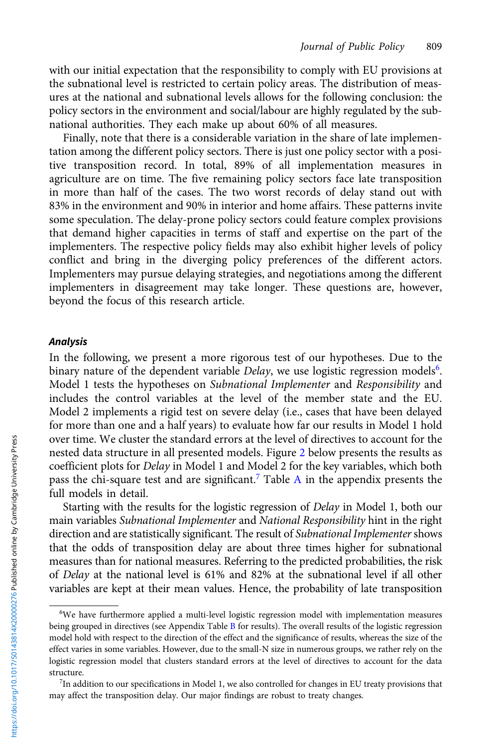with our initial expectation that the responsibility to comply with EU provisions at the subnational level is restricted to certain policy areas. The distribution of measures at the national and subnational levels allows for the following conclusion: the policy sectors in the environment and social/labour are highly regulated by the subnational authorities. They each make up about 60% of all measures.

Finally, note that there is a considerable variation in the share of late implementation among the different policy sectors. There is just one policy sector with a positive transposition record. In total, 89% of all implementation measures in agriculture are on time. The five remaining policy sectors face late transposition in more than half of the cases. The two worst records of delay stand out with 83% in the environment and 90% in interior and home affairs. These patterns invite some speculation. The delay-prone policy sectors could feature complex provisions that demand higher capacities in terms of staff and expertise on the part of the implementers. The respective policy fields may also exhibit higher levels of policy conflict and bring in the diverging policy preferences of the different actors. Implementers may pursue delaying strategies, and negotiations among the different implementers in disagreement may take longer. These questions are, however, beyond the focus of this research article.

### Analysis

In the following, we present a more rigorous test of our hypotheses. Due to the binary nature of the dependent variable *Delay*, we use logistic regression models[6]. Model 1 tests the hypotheses on *Subnational Implementer* and *Responsibility* and includes the control variables at the level of the member state and the EU. Model 2 implements a rigid test on severe delay (i.e., cases that have been delayed for more than one and a half years) to evaluate how far our results in Model 1 hold over time. We cluster the standard errors at the level of directives to account for the nested data structure in all presented models. Figure 2 below presents the results as coefficient plots for *Delay* in Model 1 and Model 2 for the key variables, which both pass the chi-square test and are significant.[7] Table A in the appendix presents the full models in detail.

Starting with the results for the logistic regression of *Delay* in Model 1, both our main variables *Subnational Implementer* and *National Responsibility* hint in the right direction and are statistically significant. The result of *Subnational Implementer* shows that the odds of transposition delay are about three times higher for subnational measures than for national measures. Referring to the predicted probabilities, the risk of *Delay* at the national level is 61% and 82% at the subnational level if all other variables are kept at their mean values. Hence, the probability of late transposition

---

[6]We have furthermore applied a multi-level logistic regression model with implementation measures being grouped in directives (see Appendix Table B for results). The overall results of the logistic regression model hold with respect to the direction of the effect and the significance of results, whereas the size of the effect varies in some variables. However, due to the small-N size in numerous groups, we rather rely on the logistic regression model that clusters standard errors at the level of directives to account for the data structure.

[7]In addition to our specifications in Model 1, we also controlled for changes in EU treaty provisions that may affect the transposition delay. Our major findings are robust to treaty changes.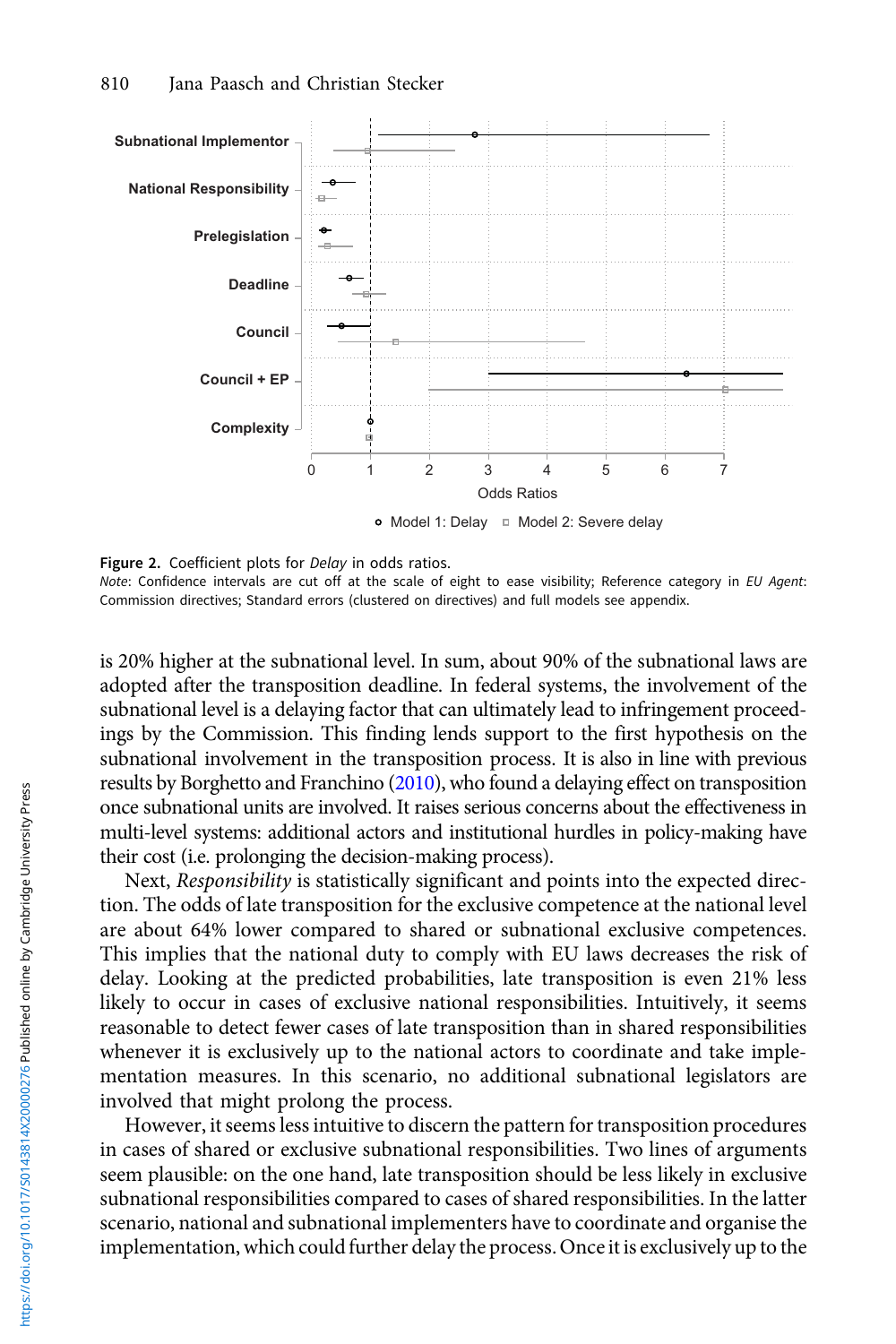**Figure 2.** Coefficient plots for *Delay* in odds ratios.
*Note*: Confidence intervals are cut off at the scale of eight to ease visibility; Reference category in *EU Agent*: Commission directives; Standard errors (clustered on directives) and full models see appendix.

is 20% higher at the subnational level. In sum, about 90% of the subnational laws are adopted after the transposition deadline. In federal systems, the involvement of the subnational level is a delaying factor that can ultimately lead to infringement proceedings by the Commission. This finding lends support to the first hypothesis on the subnational involvement in the transposition process. It is also in line with previous results by Borghetto and Franchino (2010), who found a delaying effect on transposition once subnational units are involved. It raises serious concerns about the effectiveness in multi-level systems: additional actors and institutional hurdles in policy-making have their cost (i.e. prolonging the decision-making process).

Next, *Responsibility* is statistically significant and points into the expected direction. The odds of late transposition for the exclusive competence at the national level are about 64% lower compared to shared or subnational exclusive competences. This implies that the national duty to comply with EU laws decreases the risk of delay. Looking at the predicted probabilities, late transposition is even 21% less likely to occur in cases of exclusive national responsibilities. Intuitively, it seems reasonable to detect fewer cases of late transposition than in shared responsibilities whenever it is exclusively up to the national actors to coordinate and take implementation measures. In this scenario, no additional subnational legislators are involved that might prolong the process.

However, it seems less intuitive to discern the pattern for transposition procedures in cases of shared or exclusive subnational responsibilities. Two lines of arguments seem plausible: on the one hand, late transposition should be less likely in exclusive subnational responsibilities compared to cases of shared responsibilities. In the latter scenario, national and subnational implementers have to coordinate and organise the implementation, which could further delay the process. Once it is exclusively up to the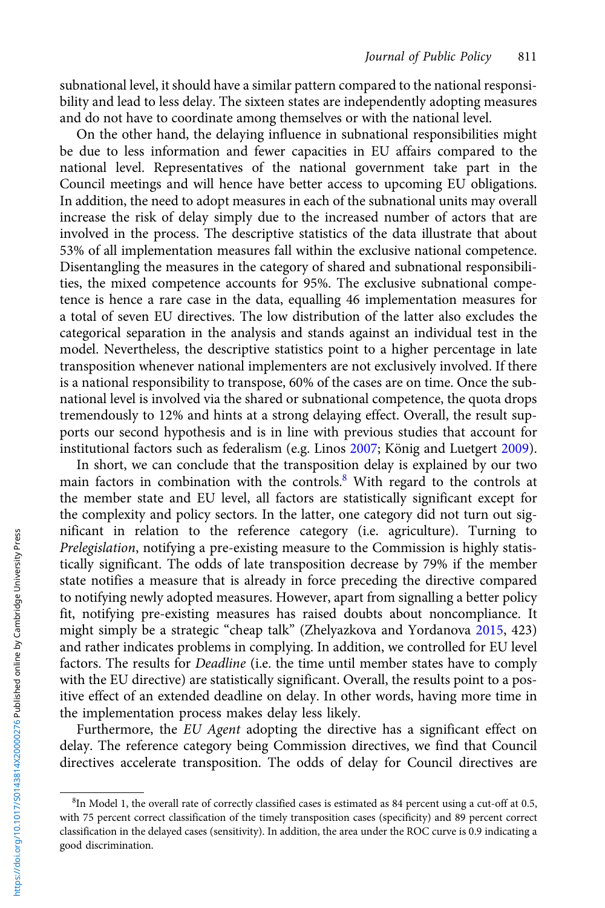subnational level, it should have a similar pattern compared to the national responsibility and lead to less delay. The sixteen states are independently adopting measures and do not have to coordinate among themselves or with the national level.

On the other hand, the delaying influence in subnational responsibilities might be due to less information and fewer capacities in EU affairs compared to the national level. Representatives of the national government take part in the Council meetings and will hence have better access to upcoming EU obligations. In addition, the need to adopt measures in each of the subnational units may overall increase the risk of delay simply due to the increased number of actors that are involved in the process. The descriptive statistics of the data illustrate that about 53% of all implementation measures fall within the exclusive national competence. Disentangling the measures in the category of shared and subnational responsibilities, the mixed competence accounts for 95%. The exclusive subnational competence is hence a rare case in the data, equalling 46 implementation measures for a total of seven EU directives. The low distribution of the latter also excludes the categorical separation in the analysis and stands against an individual test in the model. Nevertheless, the descriptive statistics point to a higher percentage in late transposition whenever national implementers are not exclusively involved. If there is a national responsibility to transpose, 60% of the cases are on time. Once the subnational level is involved via the shared or subnational competence, the quota drops tremendously to 12% and hints at a strong delaying effect. Overall, the result supports our second hypothesis and is in line with previous studies that account for institutional factors such as federalism (e.g. Linos 2007; König and Luetgert 2009).

In short, we can conclude that the transposition delay is explained by our two main factors in combination with the controls.[8] With regard to the controls at the member state and EU level, all factors are statistically significant except for the complexity and policy sectors. In the latter, one category did not turn out significant in relation to the reference category (i.e. agriculture). Turning to *Prelegislation*, notifying a pre-existing measure to the Commission is highly statistically significant. The odds of late transposition decrease by 79% if the member state notifies a measure that is already in force preceding the directive compared to notifying newly adopted measures. However, apart from signalling a better policy fit, notifying pre-existing measures has raised doubts about noncompliance. It might simply be a strategic "cheap talk" (Zhelyazkova and Yordanova 2015, 423) and rather indicates problems in complying. In addition, we controlled for EU level factors. The results for *Deadline* (i.e. the time until member states have to comply with the EU directive) are statistically significant. Overall, the results point to a positive effect of an extended deadline on delay. In other words, having more time in the implementation process makes delay less likely.

Furthermore, the *EU Agent* adopting the directive has a significant effect on delay. The reference category being Commission directives, we find that Council directives accelerate transposition. The odds of delay for Council directives are

[8]In Model 1, the overall rate of correctly classified cases is estimated as 84 percent using a cut-off at 0.5, with 75 percent correct classification of the timely transposition cases (specificity) and 89 percent correct classification in the delayed cases (sensitivity). In addition, the area under the ROC curve is 0.9 indicating a good discrimination.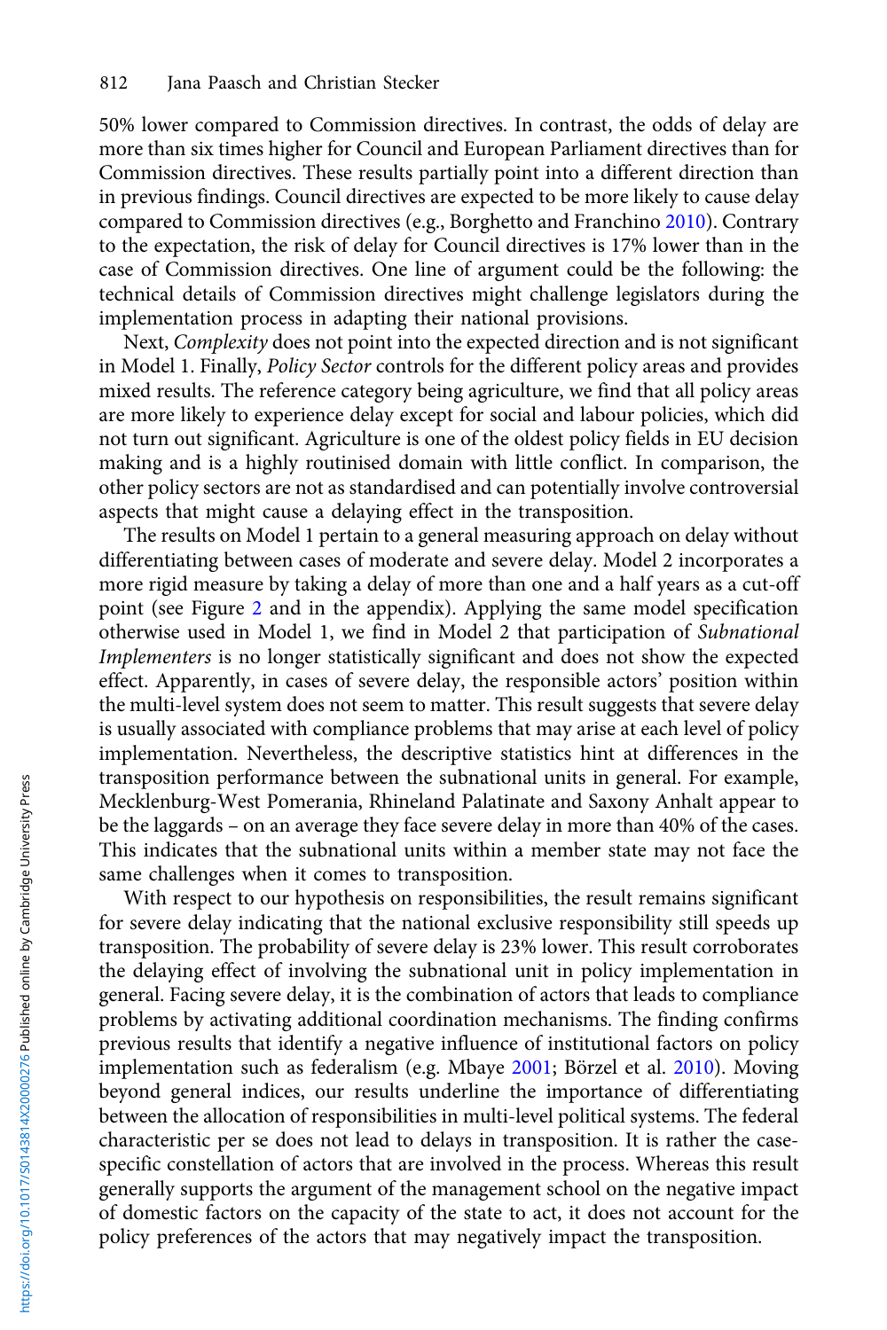50% lower compared to Commission directives. In contrast, the odds of delay are more than six times higher for Council and European Parliament directives than for Commission directives. These results partially point into a different direction than in previous findings. Council directives are expected to be more likely to cause delay compared to Commission directives (e.g., Borghetto and Franchino 2010). Contrary to the expectation, the risk of delay for Council directives is 17% lower than in the case of Commission directives. One line of argument could be the following: the technical details of Commission directives might challenge legislators during the implementation process in adapting their national provisions.

Next, *Complexity* does not point into the expected direction and is not significant in Model 1. Finally, *Policy Sector* controls for the different policy areas and provides mixed results. The reference category being agriculture, we find that all policy areas are more likely to experience delay except for social and labour policies, which did not turn out significant. Agriculture is one of the oldest policy fields in EU decision making and is a highly routinised domain with little conflict. In comparison, the other policy sectors are not as standardised and can potentially involve controversial aspects that might cause a delaying effect in the transposition.

The results on Model 1 pertain to a general measuring approach on delay without differentiating between cases of moderate and severe delay. Model 2 incorporates a more rigid measure by taking a delay of more than one and a half years as a cut-off point (see Figure 2 and in the appendix). Applying the same model specification otherwise used in Model 1, we find in Model 2 that participation of *Subnational Implementers* is no longer statistically significant and does not show the expected effect. Apparently, in cases of severe delay, the responsible actors' position within the multi-level system does not seem to matter. This result suggests that severe delay is usually associated with compliance problems that may arise at each level of policy implementation. Nevertheless, the descriptive statistics hint at differences in the transposition performance between the subnational units in general. For example, Mecklenburg-West Pomerania, Rhineland Palatinate and Saxony Anhalt appear to be the laggards – on an average they face severe delay in more than 40% of the cases. This indicates that the subnational units within a member state may not face the same challenges when it comes to transposition.

With respect to our hypothesis on responsibilities, the result remains significant for severe delay indicating that the national exclusive responsibility still speeds up transposition. The probability of severe delay is 23% lower. This result corroborates the delaying effect of involving the subnational unit in policy implementation in general. Facing severe delay, it is the combination of actors that leads to compliance problems by activating additional coordination mechanisms. The finding confirms previous results that identify a negative influence of institutional factors on policy implementation such as federalism (e.g. Mbaye 2001; Börzel et al. 2010). Moving beyond general indices, our results underline the importance of differentiating between the allocation of responsibilities in multi-level political systems. The federal characteristic per se does not lead to delays in transposition. It is rather the case-specific constellation of actors that are involved in the process. Whereas this result generally supports the argument of the management school on the negative impact of domestic factors on the capacity of the state to act, it does not account for the policy preferences of the actors that may negatively impact the transposition.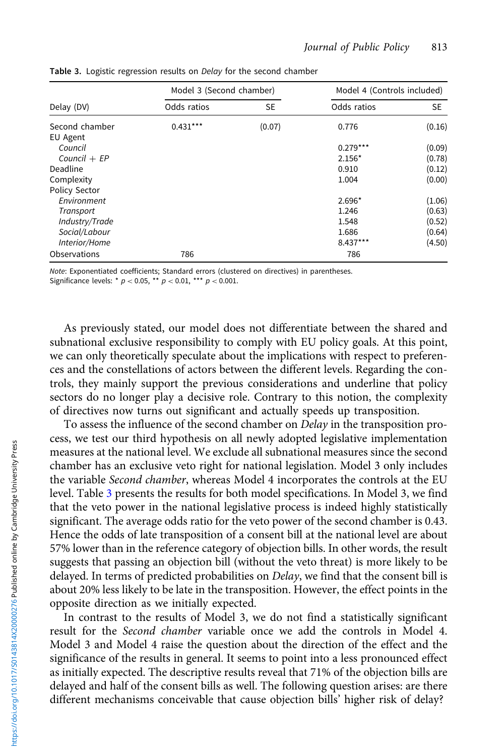**Table 3.** Logistic regression results on *Delay* for the second chamber

| Delay (DV) | Model 3 (Second chamber) | | Model 4 (Controls included) | |
|---|---|---|---|---|
| | Odds ratios | SE | Odds ratios | SE |
| Second chamber | 0.431*** | (0.07) | 0.776 | (0.16) |
| EU Agent | | | | |
| *Council* | | | 0.279*** | (0.09) |
| *Council + EP* | | | 2.156* | (0.78) |
| Deadline | | | 0.910 | (0.12) |
| Complexity | | | 1.004 | (0.00) |
| Policy Sector | | | | |
| *Environment* | | | 2.696* | (1.06) |
| *Transport* | | | 1.246 | (0.63) |
| *Industry/Trade* | | | 1.548 | (0.52) |
| *Social/Labour* | | | 1.686 | (0.64) |
| *Interior/Home* | | | 8.437*** | (4.50) |
| Observations | 786 | | 786 | |

*Note*: Exponentiated coefficients; Standard errors (clustered on directives) in parentheses.
Significance levels: * $p < 0.05$, ** $p < 0.01$, *** $p < 0.001$.

As previously stated, our model does not differentiate between the shared and subnational exclusive responsibility to comply with EU policy goals. At this point, we can only theoretically speculate about the implications with respect to preferences and the constellations of actors between the different levels. Regarding the controls, they mainly support the previous considerations and underline that policy sectors do no longer play a decisive role. Contrary to this notion, the complexity of directives now turns out significant and actually speeds up transposition.

To assess the influence of the second chamber on *Delay* in the transposition process, we test our third hypothesis on all newly adopted legislative implementation measures at the national level. We exclude all subnational measures since the second chamber has an exclusive veto right for national legislation. Model 3 only includes the variable *Second chamber*, whereas Model 4 incorporates the controls at the EU level. Table 3 presents the results for both model specifications. In Model 3, we find that the veto power in the national legislative process is indeed highly statistically significant. The average odds ratio for the veto power of the second chamber is 0.43. Hence the odds of late transposition of a consent bill at the national level are about 57% lower than in the reference category of objection bills. In other words, the result suggests that passing an objection bill (without the veto threat) is more likely to be delayed. In terms of predicted probabilities on *Delay*, we find that the consent bill is about 20% less likely to be late in the transposition. However, the effect points in the opposite direction as we initially expected.

In contrast to the results of Model 3, we do not find a statistically significant result for the *Second chamber* variable once we add the controls in Model 4. Model 3 and Model 4 raise the question about the direction of the effect and the significance of the results in general. It seems to point into a less pronounced effect as initially expected. The descriptive results reveal that 71% of the objection bills are delayed and half of the consent bills as well. The following question arises: are there different mechanisms conceivable that cause objection bills' higher risk of delay?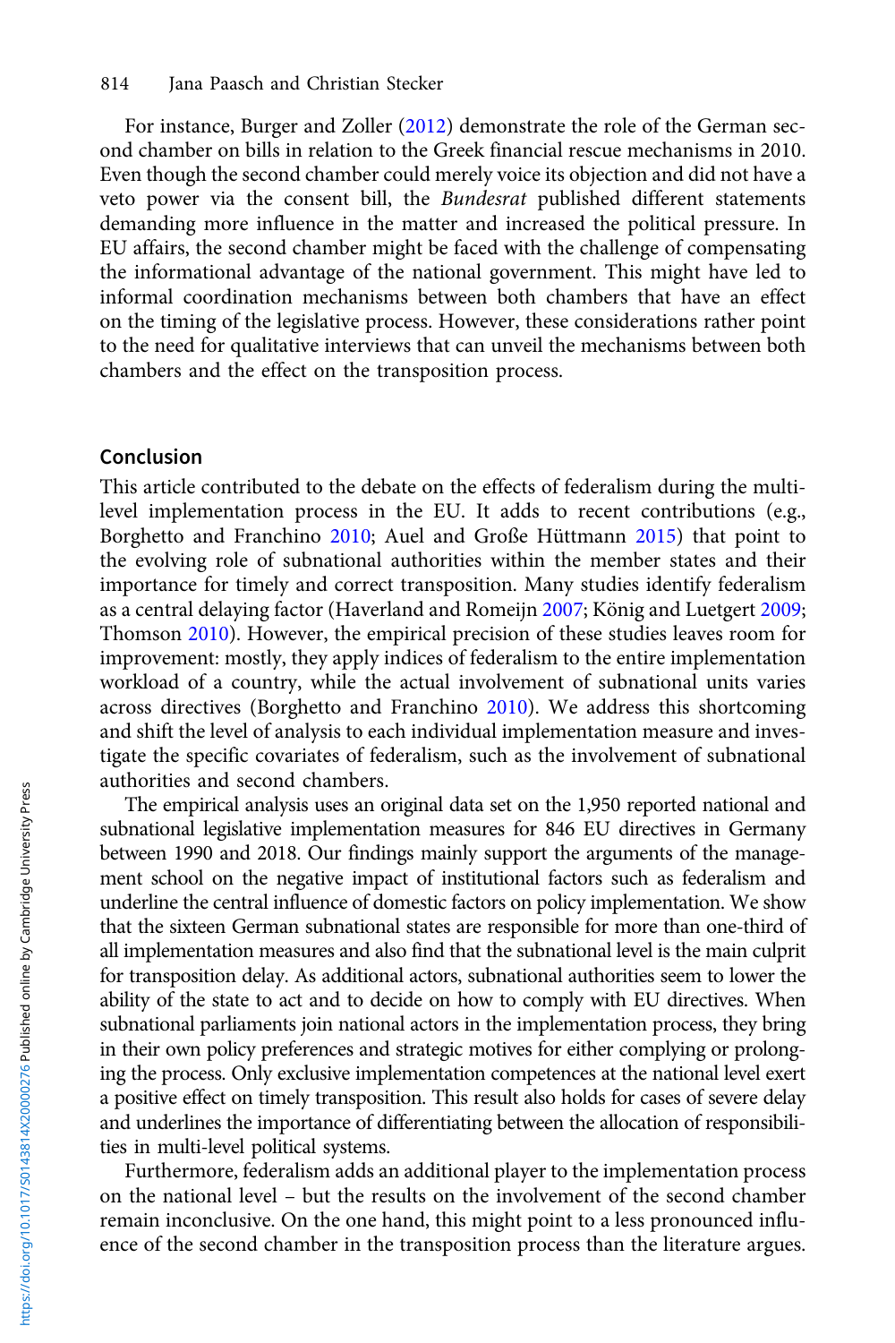For instance, Burger and Zoller (2012) demonstrate the role of the German second chamber on bills in relation to the Greek financial rescue mechanisms in 2010. Even though the second chamber could merely voice its objection and did not have a veto power via the consent bill, the *Bundesrat* published different statements demanding more influence in the matter and increased the political pressure. In EU affairs, the second chamber might be faced with the challenge of compensating the informational advantage of the national government. This might have led to informal coordination mechanisms between both chambers that have an effect on the timing of the legislative process. However, these considerations rather point to the need for qualitative interviews that can unveil the mechanisms between both chambers and the effect on the transposition process.

## Conclusion

This article contributed to the debate on the effects of federalism during the multi-level implementation process in the EU. It adds to recent contributions (e.g., Borghetto and Franchino 2010; Auel and Große Hüttmann 2015) that point to the evolving role of subnational authorities within the member states and their importance for timely and correct transposition. Many studies identify federalism as a central delaying factor (Haverland and Romeijn 2007; König and Luetgert 2009; Thomson 2010). However, the empirical precision of these studies leaves room for improvement: mostly, they apply indices of federalism to the entire implementation workload of a country, while the actual involvement of subnational units varies across directives (Borghetto and Franchino 2010). We address this shortcoming and shift the level of analysis to each individual implementation measure and investigate the specific covariates of federalism, such as the involvement of subnational authorities and second chambers.

The empirical analysis uses an original data set on the 1,950 reported national and subnational legislative implementation measures for 846 EU directives in Germany between 1990 and 2018. Our findings mainly support the arguments of the management school on the negative impact of institutional factors such as federalism and underline the central influence of domestic factors on policy implementation. We show that the sixteen German subnational states are responsible for more than one-third of all implementation measures and also find that the subnational level is the main culprit for transposition delay. As additional actors, subnational authorities seem to lower the ability of the state to act and to decide on how to comply with EU directives. When subnational parliaments join national actors in the implementation process, they bring in their own policy preferences and strategic motives for either complying or prolonging the process. Only exclusive implementation competences at the national level exert a positive effect on timely transposition. This result also holds for cases of severe delay and underlines the importance of differentiating between the allocation of responsibilities in multi-level political systems.

Furthermore, federalism adds an additional player to the implementation process on the national level – but the results on the involvement of the second chamber remain inconclusive. On the one hand, this might point to a less pronounced influence of the second chamber in the transposition process than the literature argues.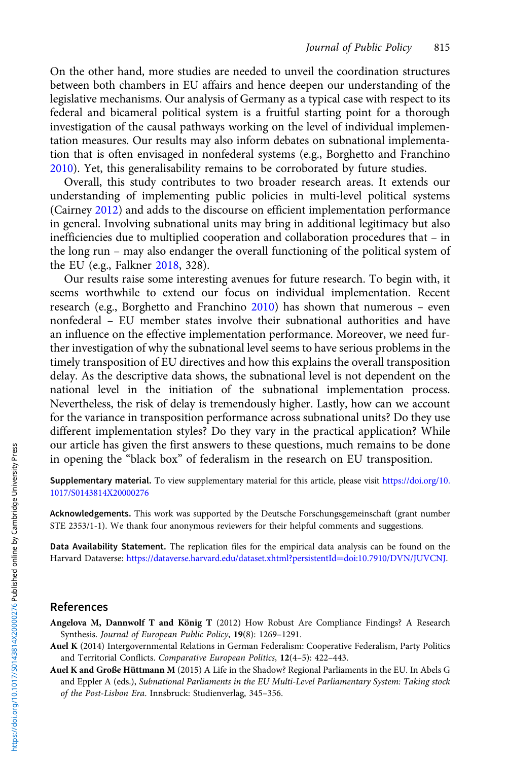On the other hand, more studies are needed to unveil the coordination structures between both chambers in EU affairs and hence deepen our understanding of the legislative mechanisms. Our analysis of Germany as a typical case with respect to its federal and bicameral political system is a fruitful starting point for a thorough investigation of the causal pathways working on the level of individual implementation measures. Our results may also inform debates on subnational implementation that is often envisaged in nonfederal systems (e.g., Borghetto and Franchino 2010). Yet, this generalisability remains to be corroborated by future studies.

Overall, this study contributes to two broader research areas. It extends our understanding of implementing public policies in multi-level political systems (Cairney 2012) and adds to the discourse on efficient implementation performance in general. Involving subnational units may bring in additional legitimacy but also inefficiencies due to multiplied cooperation and collaboration procedures that – in the long run – may also endanger the overall functioning of the political system of the EU (e.g., Falkner 2018, 328).

Our results raise some interesting avenues for future research. To begin with, it seems worthwhile to extend our focus on individual implementation. Recent research (e.g., Borghetto and Franchino 2010) has shown that numerous – even nonfederal – EU member states involve their subnational authorities and have an influence on the effective implementation performance. Moreover, we need further investigation of why the subnational level seems to have serious problems in the timely transposition of EU directives and how this explains the overall transposition delay. As the descriptive data shows, the subnational level is not dependent on the national level in the initiation of the subnational implementation process. Nevertheless, the risk of delay is tremendously higher. Lastly, how can we account for the variance in transposition performance across subnational units? Do they use different implementation styles? Do they vary in the practical application? While our article has given the first answers to these questions, much remains to be done in opening the "black box" of federalism in the research on EU transposition.

**Supplementary material.** To view supplementary material for this article, please visit https://doi.org/10.1017/S0143814X20000276

**Acknowledgements.** This work was supported by the Deutsche Forschungsgemeinschaft (grant number STE 2353/1-1). We thank four anonymous reviewers for their helpful comments and suggestions.

**Data Availability Statement.** The replication files for the empirical data analysis can be found on the Harvard Dataverse: https://dataverse.harvard.edu/dataset.xhtml?persistentId=doi:10.7910/DVN/JUVCNJ.

## References

**Angelova M, Dannwolf T and König T** (2012) How Robust Are Compliance Findings? A Research Synthesis. *Journal of European Public Policy*, **19**(8): 1269–1291.

**Auel K** (2014) Intergovernmental Relations in German Federalism: Cooperative Federalism, Party Politics and Territorial Conflicts. *Comparative European Politics*, **12**(4–5): 422–443.

**Auel K and Große Hüttmann M** (2015) A Life in the Shadow? Regional Parliaments in the EU. In Abels G and Eppler A (eds.), *Subnational Parliaments in the EU Multi-Level Parliamentary System: Taking stock of the Post-Lisbon Era*. Innsbruck: Studienverlag, 345–356.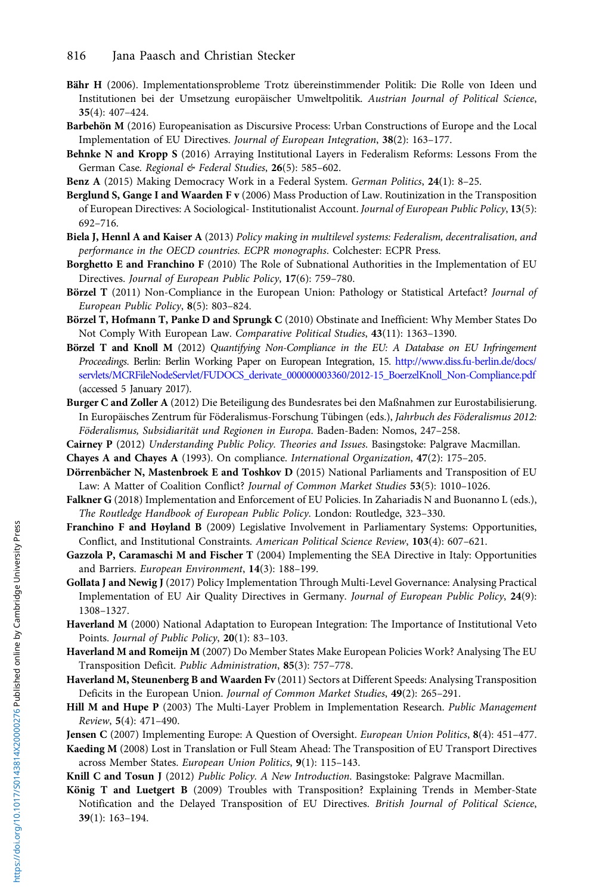**Bähr H** (2006). Implementationsprobleme Trotz übereinstimmender Politik: Die Rolle von Ideen und Institutionen bei der Umsetzung europäischer Umweltpolitik. *Austrian Journal of Political Science*, **35**(4): 407–424.

**Barbehön M** (2016) Europeanisation as Discursive Process: Urban Constructions of Europe and the Local Implementation of EU Directives. *Journal of European Integration*, **38**(2): 163–177.

**Behnke N and Kropp S** (2016) Arraying Institutional Layers in Federalism Reforms: Lessons From the German Case. *Regional & Federal Studies*, **26**(5): 585–602.

**Benz A** (2015) Making Democracy Work in a Federal System. *German Politics*, **24**(1): 8–25.

**Berglund S, Gange I and Waarden F v** (2006) Mass Production of Law. Routinization in the Transposition of European Directives: A Sociological- Institutionalist Account. *Journal of European Public Policy*, **13**(5): 692–716.

**Biela J, Hennl A and Kaiser A** (2013) *Policy making in multilevel systems: Federalism, decentralisation, and performance in the OECD countries. ECPR monographs*. Colchester: ECPR Press.

**Borghetto E and Franchino F** (2010) The Role of Subnational Authorities in the Implementation of EU Directives. *Journal of European Public Policy*, **17**(6): 759–780.

**Börzel T** (2011) Non-Compliance in the European Union: Pathology or Statistical Artefact? *Journal of European Public Policy*, **8**(5): 803–824.

**Börzel T, Hofmann T, Panke D and Sprungk C** (2010) Obstinate and Inefficient: Why Member States Do Not Comply With European Law. *Comparative Political Studies*, **43**(11): 1363–1390.

**Börzel T and Knoll M** (2012) *Quantifying Non-Compliance in the EU: A Database on EU Infringement Proceedings*. Berlin: Berlin Working Paper on European Integration, 15. http://www.diss.fu-berlin.de/docs/servlets/MCRFileNodeServlet/FUDOCS_derivate_000000003360/2012-15_BoerzelKnoll_Non-Compliance.pdf (accessed 5 January 2017).

**Burger C and Zoller A** (2012) Die Beteiligung des Bundesrates bei den Maßnahmen zur Eurostabilisierung. In Europäisches Zentrum für Föderalismus-Forschung Tübingen (eds.), *Jahrbuch des Föderalismus 2012: Föderalismus, Subsidiarität und Regionen in Europa*. Baden-Baden: Nomos, 247–258.

**Cairney P** (2012) *Understanding Public Policy. Theories and Issues*. Basingstoke: Palgrave Macmillan.

**Chayes A and Chayes A** (1993). On compliance. *International Organization*, **47**(2): 175–205.

**Dörrenbächer N, Mastenbroek E and Toshkov D** (2015) National Parliaments and Transposition of EU Law: A Matter of Coalition Conflict? *Journal of Common Market Studies* **53**(5): 1010–1026.

**Falkner G** (2018) Implementation and Enforcement of EU Policies. In Zahariadis N and Buonanno L (eds.), *The Routledge Handbook of European Public Policy*. London: Routledge, 323–330.

**Franchino F and Høyland B** (2009) Legislative Involvement in Parliamentary Systems: Opportunities, Conflict, and Institutional Constraints. *American Political Science Review*, **103**(4): 607–621.

**Gazzola P, Caramaschi M and Fischer T** (2004) Implementing the SEA Directive in Italy: Opportunities and Barriers. *European Environment*, **14**(3): 188–199.

**Gollata J and Newig J** (2017) Policy Implementation Through Multi-Level Governance: Analysing Practical Implementation of EU Air Quality Directives in Germany. *Journal of European Public Policy*, **24**(9): 1308–1327.

**Haverland M** (2000) National Adaptation to European Integration: The Importance of Institutional Veto Points. *Journal of Public Policy*, **20**(1): 83–103.

**Haverland M and Romeijn M** (2007) Do Member States Make European Policies Work? Analysing The EU Transposition Deficit. *Public Administration*, **85**(3): 757–778.

**Haverland M, Steunenberg B and Waarden Fv** (2011) Sectors at Different Speeds: Analysing Transposition Deficits in the European Union. *Journal of Common Market Studies*, **49**(2): 265–291.

**Hill M and Hupe P** (2003) The Multi-Layer Problem in Implementation Research. *Public Management Review*, **5**(4): 471–490.

**Jensen C** (2007) Implementing Europe: A Question of Oversight. *European Union Politics*, **8**(4): 451–477.

**Kaeding M** (2008) Lost in Translation or Full Steam Ahead: The Transposition of EU Transport Directives across Member States. *European Union Politics*, **9**(1): 115–143.

**Knill C and Tosun J** (2012) *Public Policy. A New Introduction*. Basingstoke: Palgrave Macmillan.

**König T and Luetgert B** (2009) Troubles with Transposition? Explaining Trends in Member-State Notification and the Delayed Transposition of EU Directives. *British Journal of Political Science*, **39**(1): 163–194.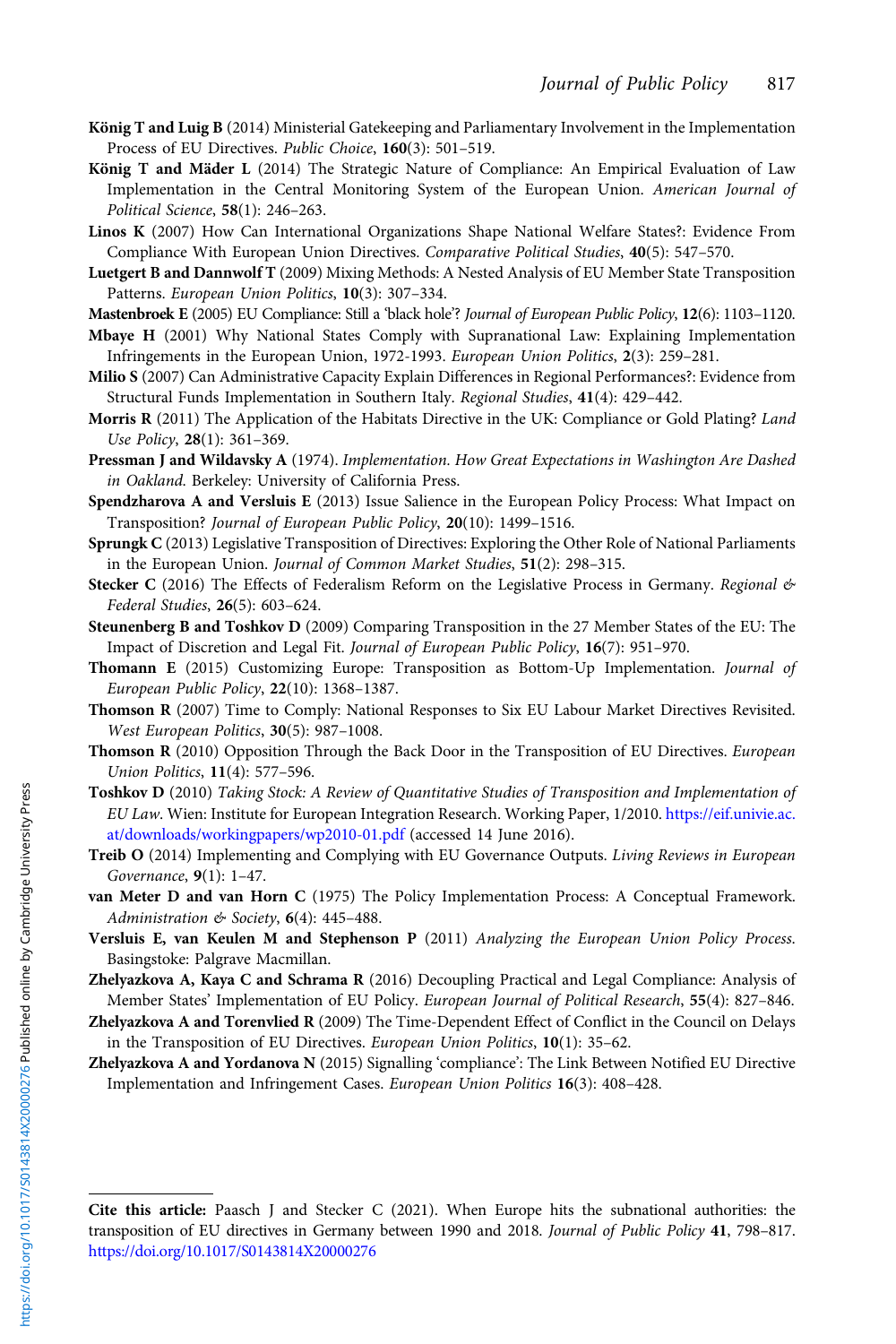**König T and Luig B** (2014) Ministerial Gatekeeping and Parliamentary Involvement in the Implementation Process of EU Directives. *Public Choice*, **160**(3): 501–519.

**König T and Mäder L** (2014) The Strategic Nature of Compliance: An Empirical Evaluation of Law Implementation in the Central Monitoring System of the European Union. *American Journal of Political Science*, **58**(1): 246–263.

**Linos K** (2007) How Can International Organizations Shape National Welfare States?: Evidence From Compliance With European Union Directives. *Comparative Political Studies*, **40**(5): 547–570.

**Luetgert B and Dannwolf T** (2009) Mixing Methods: A Nested Analysis of EU Member State Transposition Patterns. *European Union Politics*, **10**(3): 307–334.

**Mastenbroek E** (2005) EU Compliance: Still a 'black hole'? *Journal of European Public Policy*, **12**(6): 1103–1120.

**Mbaye H** (2001) Why National States Comply with Supranational Law: Explaining Implementation Infringements in the European Union, 1972-1993. *European Union Politics*, **2**(3): 259–281.

**Milio S** (2007) Can Administrative Capacity Explain Differences in Regional Performances?: Evidence from Structural Funds Implementation in Southern Italy. *Regional Studies*, **41**(4): 429–442.

**Morris R** (2011) The Application of the Habitats Directive in the UK: Compliance or Gold Plating? *Land Use Policy*, **28**(1): 361–369.

**Pressman J and Wildavsky A** (1974). *Implementation. How Great Expectations in Washington Are Dashed in Oakland.* Berkeley: University of California Press.

**Spendzharova A and Versluis E** (2013) Issue Salience in the European Policy Process: What Impact on Transposition? *Journal of European Public Policy*, **20**(10): 1499–1516.

**Sprungk C** (2013) Legislative Transposition of Directives: Exploring the Other Role of National Parliaments in the European Union. *Journal of Common Market Studies*, **51**(2): 298–315.

**Stecker C** (2016) The Effects of Federalism Reform on the Legislative Process in Germany. *Regional & Federal Studies*, **26**(5): 603–624.

**Steunenberg B and Toshkov D** (2009) Comparing Transposition in the 27 Member States of the EU: The Impact of Discretion and Legal Fit. *Journal of European Public Policy*, **16**(7): 951–970.

**Thomann E** (2015) Customizing Europe: Transposition as Bottom-Up Implementation. *Journal of European Public Policy*, **22**(10): 1368–1387.

**Thomson R** (2007) Time to Comply: National Responses to Six EU Labour Market Directives Revisited. *West European Politics*, **30**(5): 987–1008.

**Thomson R** (2010) Opposition Through the Back Door in the Transposition of EU Directives. *European Union Politics*, **11**(4): 577–596.

**Toshkov D** (2010) *Taking Stock: A Review of Quantitative Studies of Transposition and Implementation of EU Law*. Wien: Institute for European Integration Research. Working Paper, 1/2010. https://eif.univie.ac.at/downloads/workingpapers/wp2010-01.pdf (accessed 14 June 2016).

**Treib O** (2014) Implementing and Complying with EU Governance Outputs. *Living Reviews in European Governance*, **9**(1): 1–47.

**van Meter D and van Horn C** (1975) The Policy Implementation Process: A Conceptual Framework. *Administration & Society*, **6**(4): 445–488.

**Versluis E, van Keulen M and Stephenson P** (2011) *Analyzing the European Union Policy Process*. Basingstoke: Palgrave Macmillan.

**Zhelyazkova A, Kaya C and Schrama R** (2016) Decoupling Practical and Legal Compliance: Analysis of Member States' Implementation of EU Policy. *European Journal of Political Research*, **55**(4): 827–846.

**Zhelyazkova A and Torenvlied R** (2009) The Time-Dependent Effect of Conflict in the Council on Delays in the Transposition of EU Directives. *European Union Politics*, **10**(1): 35–62.

**Zhelyazkova A and Yordanova N** (2015) Signalling 'compliance': The Link Between Notified EU Directive Implementation and Infringement Cases. *European Union Politics* **16**(3): 408–428.

---

**Cite this article:** Paasch J and Stecker C (2021). When Europe hits the subnational authorities: the transposition of EU directives in Germany between 1990 and 2018. *Journal of Public Policy* **41**, 798–817. https://doi.org/10.1017/S0143814X20000276